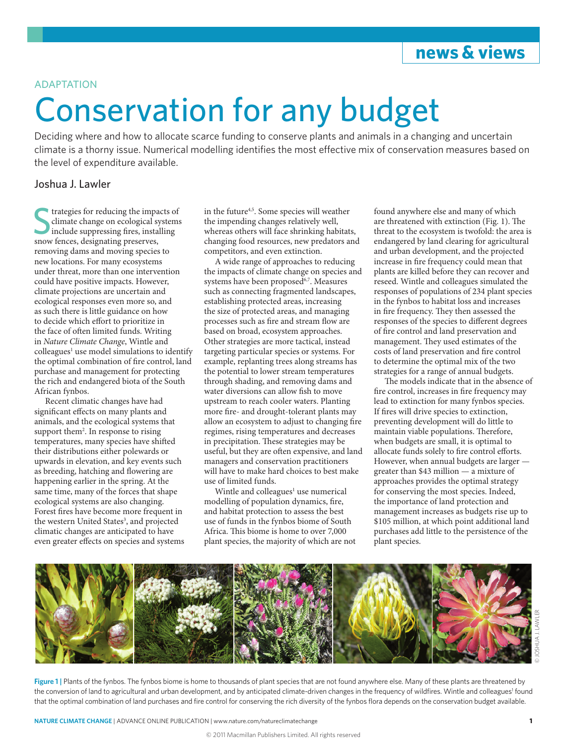ADAPTATION

# Conservation for any budget

Deciding where and how to allocate scarce funding to conserve plants and animals in a changing and uncertain climate is a thorny issue. Numerical modelling identifies the most effective mix of conservation measures based on the level of expenditure available.

Joshua J. Lawler

Strategies for reducing the impacts of climate change on ecological systems include suppressing fires, installing snow fences, designating preserves, removing dams and moving species to new locations. For many ecosystems under threat, more than one intervention could have positive impacts. However, climate projections are uncertain and ecological responses even more so, and as such there is little guidance on how to decide which effort to prioritize in the face of often limited funds. Writing in *Nature Climate Change*, Wintle and colleagues[1] use model simulations to identify the optimal combination of fire control, land purchase and management for protecting the rich and endangered biota of the South African fynbos.

Recent climatic changes have had significant effects on many plants and animals, and the ecological systems that support them[2]. In response to rising temperatures, many species have shifted their distributions either polewards or upwards in elevation, and key events such as breeding, hatching and flowering are happening earlier in the spring. At the same time, many of the forces that shape ecological systems are also changing. Forest fires have become more frequent in the western United States[3], and projected climatic changes are anticipated to have even greater effects on species and systems in the future[4,5]. Some species will weather the impending changes relatively well, whereas others will face shrinking habitats, changing food resources, new predators and competitors, and even extinction.

A wide range of approaches to reducing the impacts of climate change on species and systems have been proposed[6,7]. Measures such as connecting fragmented landscapes, establishing protected areas, increasing the size of protected areas, and managing processes such as fire and stream flow are based on broad, ecosystem approaches. Other strategies are more tactical, instead targeting particular species or systems. For example, replanting trees along streams has the potential to lower stream temperatures through shading, and removing dams and water diversions can allow fish to move upstream to reach cooler waters. Planting more fire- and drought-tolerant plants may allow an ecosystem to adjust to changing fire regimes, rising temperatures and decreases in precipitation. These strategies may be useful, but they are often expensive, and land managers and conservation practitioners will have to make hard choices to best make use of limited funds.

Wintle and colleagues[1] use numerical modelling of population dynamics, fire, and habitat protection to assess the best use of funds in the fynbos biome of South Africa. This biome is home to over 7,000 plant species, the majority of which are not found anywhere else and many of which are threatened with extinction (Fig. 1). The threat to the ecosystem is twofold: the area is endangered by land clearing for agricultural and urban development, and the projected increase in fire frequency could mean that plants are killed before they can recover and reseed. Wintle and colleagues simulated the responses of populations of 234 plant species in the fynbos to habitat loss and increases in fire frequency. They then assessed the responses of the species to different degrees of fire control and land preservation and management. They used estimates of the costs of land preservation and fire control to determine the optimal mix of the two strategies for a range of annual budgets.

The models indicate that in the absence of fire control, increases in fire frequency may lead to extinction for many fynbos species. If fires will drive species to extinction, preventing development will do little to maintain viable populations. Therefore, when budgets are small, it is optimal to allocate funds solely to fire control efforts. However, when annual budgets are larger — greater than $43 million — a mixture of approaches provides the optimal strategy for conserving the most species. Indeed, the importance of land protection and management increases as budgets rise up to $105 million, at which point additional land purchases add little to the persistence of the plant species.

**Figure 1 |** Plants of the fynbos. The fynbos biome is home to thousands of plant species that are not found anywhere else. Many of these plants are threatened by the conversion of land to agricultural and urban development, and by anticipated climate-driven changes in the frequency of wildfires. Wintle and colleagues[1] found that the optimal combination of land purchases and fire control for conserving the rich diversity of the fynbos flora depends on the conservation budget available.

© JOSHUA J. LAWLER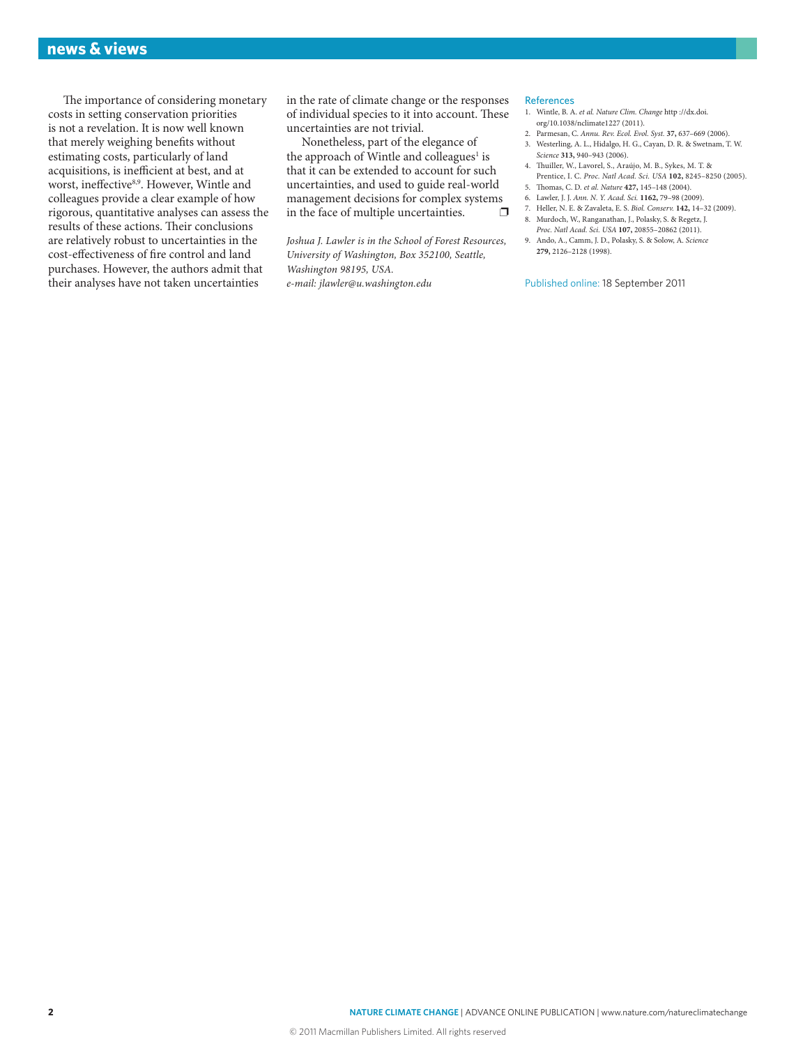The importance of considering monetary costs in setting conservation priorities is not a revelation. It is now well known that merely weighing benefits without estimating costs, particularly of land acquisitions, is inefficient at best, and at worst, ineffective[8,9]. However, Wintle and colleagues provide a clear example of how rigorous, quantitative analyses can assess the results of these actions. Their conclusions are relatively robust to uncertainties in the cost-effectiveness of fire control and land purchases. However, the authors admit that their analyses have not taken uncertainties in the rate of climate change or the responses of individual species to it into account. These uncertainties are not trivial.

Nonetheless, part of the elegance of the approach of Wintle and colleagues[1] is that it can be extended to account for such uncertainties, and used to guide real-world management decisions for complex systems in the face of multiple uncertainties. ❒

*Joshua J. Lawler is in the School of Forest Resources, University of Washington, Box 352100, Seattle, Washington 98195, USA.*
*e-mail: jlawler@u.washington.edu*

## References

1. Wintle, B. A. *et al. Nature Clim. Change* http ://dx.doi.org/10.1038/nclimate1227 (2011).
2. Parmesan, C. *Annu. Rev. Ecol. Evol. Syst.* **37,** 637–669 (2006).
3. Westerling, A. L., Hidalgo, H. G., Cayan, D. R. & Swetnam, T. W. *Science* **313,** 940–943 (2006).
4. Thuiller, W., Lavorel, S., Araújo, M. B., Sykes, M. T. & Prentice, I. C. *Proc. Natl Acad. Sci. USA* **102,** 8245–8250 (2005).
5. Thomas, C. D. *et al. Nature* **427,** 145–148 (2004).
6. Lawler, J. J. *Ann. N. Y. Acad. Sci.* **1162,** 79–98 (2009).
7. Heller, N. E. & Zavaleta, E. S. *Biol. Conserv.* **142,** 14–32 (2009).
8. Murdoch, W., Ranganathan, J., Polasky, S. & Regetz, J. *Proc. Natl Acad. Sci. USA* **107,** 20855–20862 (2011).
9. Ando, A., Camm, J. D., Polasky, S. & Solow, A. *Science* **279,** 2126–2128 (1998).

Published online: 18 September 2011